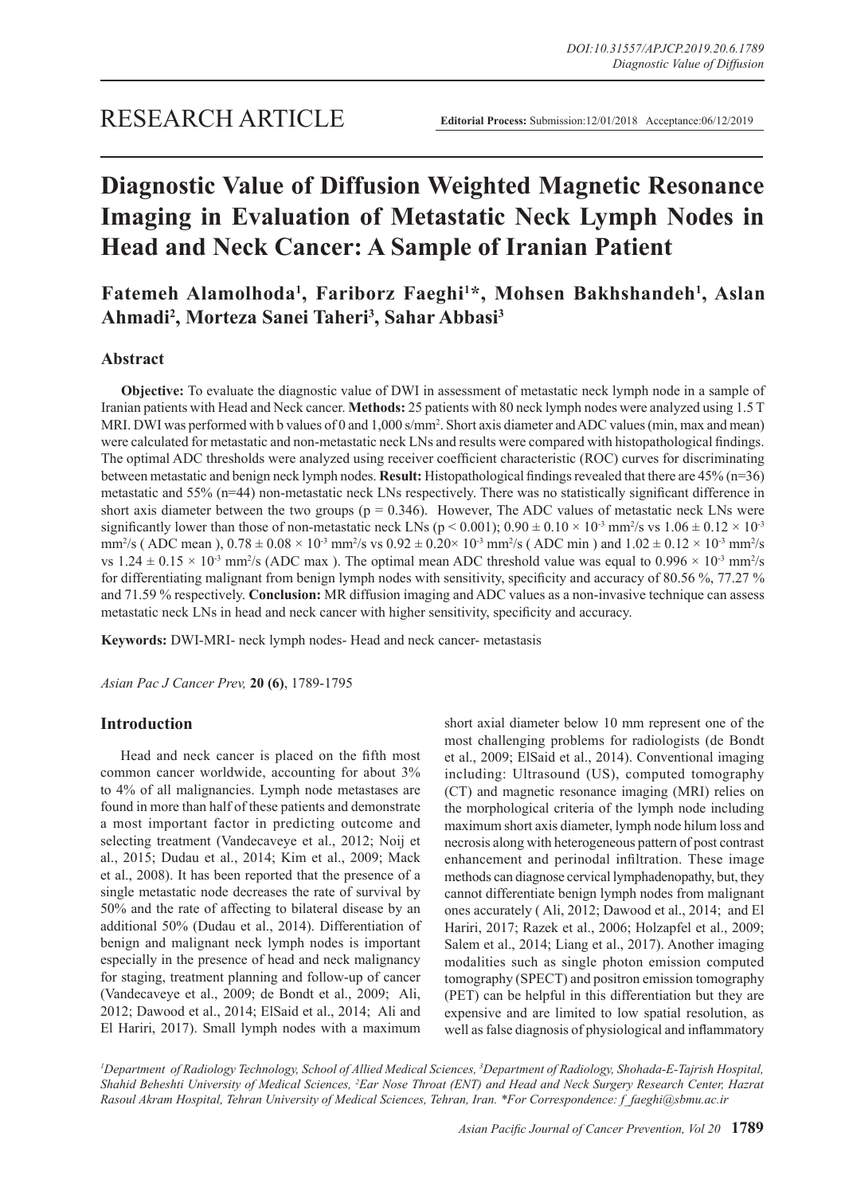# RESEARCH ARTICLE

**Editorial Process:** Submission:12/01/2018 Acceptance:06/12/2019

# Diagnostic Value of Diffusion Weighted Magnetic Resonance Imaging in Evaluation of Metastatic Neck Lymph Nodes in Head and Neck Cancer: A Sample of Iranian Patient

**Fatemeh Alamolhoda[1], Fariborz Faeghi[1]*, Mohsen Bakhshandeh[1], Aslan Ahmadi[2], Morteza Sanei Taheri[3], Sahar Abbasi[3]**

## Abstract

**Objective:** To evaluate the diagnostic value of DWI in assessment of metastatic neck lymph node in a sample of Iranian patients with Head and Neck cancer. **Methods:** 25 patients with 80 neck lymph nodes were analyzed using 1.5 T MRI. DWI was performed with b values of 0 and 1,000 s/mm$^2$. Short axis diameter and ADC values (min, max and mean) were calculated for metastatic and non-metastatic neck LNs and results were compared with histopathological findings. The optimal ADC thresholds were analyzed using receiver coefficient characteristic (ROC) curves for discriminating between metastatic and benign neck lymph nodes. **Result:** Histopathological findings revealed that there are 45% (n=36) metastatic and 55% (n=44) non-metastatic neck LNs respectively. There was no statistically significant difference in short axis diameter between the two groups ($p = 0.346$). However, The ADC values of metastatic neck LNs were significantly lower than those of non-metastatic neck LNs ($p < 0.001$); $0.90 \pm 0.10 \times 10^{-3}$ mm$^2$/s vs $1.06 \pm 0.12 \times 10^{-3}$ mm$^2$/s ( ADC mean ), $0.78 \pm 0.08 \times 10^{-3}$ mm$^2$/s vs $0.92 \pm 0.20\times 10^{-3}$ mm$^2$/s ( ADC min ) and $1.02 \pm 0.12 \times 10^{-3}$ mm$^2$/s vs $1.24 \pm 0.15 \times 10^{-3}$ mm$^2$/s (ADC max ). The optimal mean ADC threshold value was equal to $0.996 \times 10^{-3}$ mm$^2$/s for differentiating malignant from benign lymph nodes with sensitivity, specificity and accuracy of 80.56 %, 77.27 % and 71.59 % respectively. **Conclusion:** MR diffusion imaging and ADC values as a non-invasive technique can assess metastatic neck LNs in head and neck cancer with higher sensitivity, specificity and accuracy.

**Keywords:** DWI-MRI- neck lymph nodes- Head and neck cancer- metastasis

*Asian Pac J Cancer Prev,* **20 (6)**, 1789-1795

## Introduction

Head and neck cancer is placed on the fifth most common cancer worldwide, accounting for about 3% to 4% of all malignancies. Lymph node metastases are found in more than half of these patients and demonstrate a most important factor in predicting outcome and selecting treatment (Vandecaveye et al., 2012; Noij et al., 2015; Dudau et al., 2014; Kim et al., 2009; Mack et al., 2008). It has been reported that the presence of a single metastatic node decreases the rate of survival by 50% and the rate of affecting to bilateral disease by an additional 50% (Dudau et al., 2014). Differentiation of benign and malignant neck lymph nodes is important especially in the presence of head and neck malignancy for staging, treatment planning and follow-up of cancer (Vandecaveye et al., 2009; de Bondt et al., 2009; Ali, 2012; Dawood et al., 2014; ElSaid et al., 2014; Ali and El Hariri, 2017). Small lymph nodes with a maximum short axial diameter below 10 mm represent one of the most challenging problems for radiologists (de Bondt et al., 2009; ElSaid et al., 2014). Conventional imaging including: Ultrasound (US), computed tomography (CT) and magnetic resonance imaging (MRI) relies on the morphological criteria of the lymph node including maximum short axis diameter, lymph node hilum loss and necrosis along with heterogeneous pattern of post contrast enhancement and perinodal infiltration. These image methods can diagnose cervical lymphadenopathy, but, they cannot differentiate benign lymph nodes from malignant ones accurately ( Ali, 2012; Dawood et al., 2014; and El Hariri, 2017; Razek et al., 2006; Holzapfel et al., 2009; Salem et al., 2014; Liang et al., 2017). Another imaging modalities such as single photon emission computed tomography (SPECT) and positron emission tomography (PET) can be helpful in this differentiation but they are expensive and are limited to low spatial resolution, as well as false diagnosis of physiological and inflammatory

*[1]Department of Radiology Technology, School of Allied Medical Sciences, [3]Department of Radiology, Shohada-E-Tajrish Hospital, Shahid Beheshti University of Medical Sciences, [2]Ear Nose Throat (ENT) and Head and Neck Surgery Research Center, Hazrat Rasoul Akram Hospital, Tehran University of Medical Sciences, Tehran, Iran. *For Correspondence: f_faeghi@sbmu.ac.ir*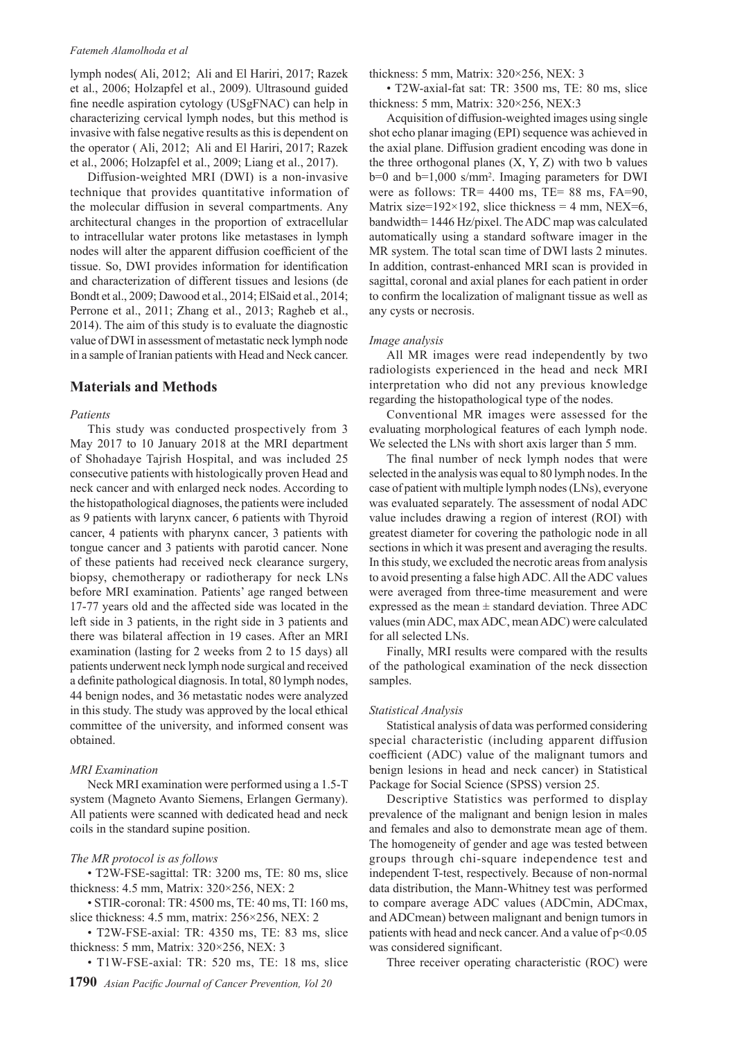lymph nodes( Ali, 2012; Ali and El Hariri, 2017; Razek et al., 2006; Holzapfel et al., 2009). Ultrasound guided fine needle aspiration cytology (USgFNAC) can help in characterizing cervical lymph nodes, but this method is invasive with false negative results as this is dependent on the operator ( Ali, 2012; Ali and El Hariri, 2017; Razek et al., 2006; Holzapfel et al., 2009; Liang et al., 2017).

Diffusion-weighted MRI (DWI) is a non-invasive technique that provides quantitative information of the molecular diffusion in several compartments. Any architectural changes in the proportion of extracellular to intracellular water protons like metastases in lymph nodes will alter the apparent diffusion coefficient of the tissue. So, DWI provides information for identification and characterization of different tissues and lesions (de Bondt et al., 2009; Dawood et al., 2014; ElSaid et al., 2014; Perrone et al., 2011; Zhang et al., 2013; Ragheb et al., 2014). The aim of this study is to evaluate the diagnostic value of DWI in assessment of metastatic neck lymph node in a sample of Iranian patients with Head and Neck cancer.

## Materials and Methods

*Patients*

This study was conducted prospectively from 3 May 2017 to 10 January 2018 at the MRI department of Shohadaye Tajrish Hospital, and was included 25 consecutive patients with histologically proven Head and neck cancer and with enlarged neck nodes. According to the histopathological diagnoses, the patients were included as 9 patients with larynx cancer, 6 patients with Thyroid cancer, 4 patients with pharynx cancer, 3 patients with tongue cancer and 3 patients with parotid cancer. None of these patients had received neck clearance surgery, biopsy, chemotherapy or radiotherapy for neck LNs before MRI examination. Patients' age ranged between 17-77 years old and the affected side was located in the left side in 3 patients, in the right side in 3 patients and there was bilateral affection in 19 cases. After an MRI examination (lasting for 2 weeks from 2 to 15 days) all patients underwent neck lymph node surgical and received a definite pathological diagnosis. In total, 80 lymph nodes, 44 benign nodes, and 36 metastatic nodes were analyzed in this study. The study was approved by the local ethical committee of the university, and informed consent was obtained.

*MRI Examination*

Neck MRI examination were performed using a 1.5-T system (Magneto Avanto Siemens, Erlangen Germany). All patients were scanned with dedicated head and neck coils in the standard supine position.

*The MR protocol is as follows*

- T2W-FSE-sagittal: TR: 3200 ms, TE: 80 ms, slice thickness: 4.5 mm, Matrix: 320×256, NEX: 2
- STIR-coronal: TR: 4500 ms, TE: 40 ms, TI: 160 ms, slice thickness: 4.5 mm, matrix: 256×256, NEX: 2
- T2W-FSE-axial: TR: 4350 ms, TE: 83 ms, slice thickness: 5 mm, Matrix: 320×256, NEX: 3
- T1W-FSE-axial: TR: 520 ms, TE: 18 ms, slice thickness: 5 mm, Matrix: 320×256, NEX: 3
- T2W-axial-fat sat: TR: 3500 ms, TE: 80 ms, slice thickness: 5 mm, Matrix: 320×256, NEX:3

Acquisition of diffusion-weighted images using single shot echo planar imaging (EPI) sequence was achieved in the axial plane. Diffusion gradient encoding was done in the three orthogonal planes (X, Y, Z) with two b values b=0 and b=1,000 s/mm$^2$. Imaging parameters for DWI were as follows: TR= 4400 ms, TE= 88 ms, FA=90, Matrix size=192×192, slice thickness = 4 mm, NEX=6, bandwidth= 1446 Hz/pixel. The ADC map was calculated automatically using a standard software imager in the MR system. The total scan time of DWI lasts 2 minutes. In addition, contrast-enhanced MRI scan is provided in sagittal, coronal and axial planes for each patient in order to confirm the localization of malignant tissue as well as any cysts or necrosis.

*Image analysis*

All MR images were read independently by two radiologists experienced in the head and neck MRI interpretation who did not any previous knowledge regarding the histopathological type of the nodes.

Conventional MR images were assessed for the evaluating morphological features of each lymph node. We selected the LNs with short axis larger than 5 mm.

The final number of neck lymph nodes that were selected in the analysis was equal to 80 lymph nodes. In the case of patient with multiple lymph nodes (LNs), everyone was evaluated separately. The assessment of nodal ADC value includes drawing a region of interest (ROI) with greatest diameter for covering the pathologic node in all sections in which it was present and averaging the results. In this study, we excluded the necrotic areas from analysis to avoid presenting a false high ADC. All the ADC values were averaged from three-time measurement and were expressed as the mean ± standard deviation. Three ADC values (min ADC, max ADC, mean ADC) were calculated for all selected LNs.

Finally, MRI results were compared with the results of the pathological examination of the neck dissection samples.

*Statistical Analysis*

Statistical analysis of data was performed considering special characteristic (including apparent diffusion coefficient (ADC) value of the malignant tumors and benign lesions in head and neck cancer) in Statistical Package for Social Science (SPSS) version 25.

Descriptive Statistics was performed to display prevalence of the malignant and benign lesion in males and females and also to demonstrate mean age of them. The homogeneity of gender and age was tested between groups through chi-square independence test and independent T-test, respectively. Because of non-normal data distribution, the Mann-Whitney test was performed to compare average ADC values (ADCmin, ADCmax, and ADCmean) between malignant and benign tumors in patients with head and neck cancer. And a value of $p<0.05$ was considered significant.

Three receiver operating characteristic (ROC) were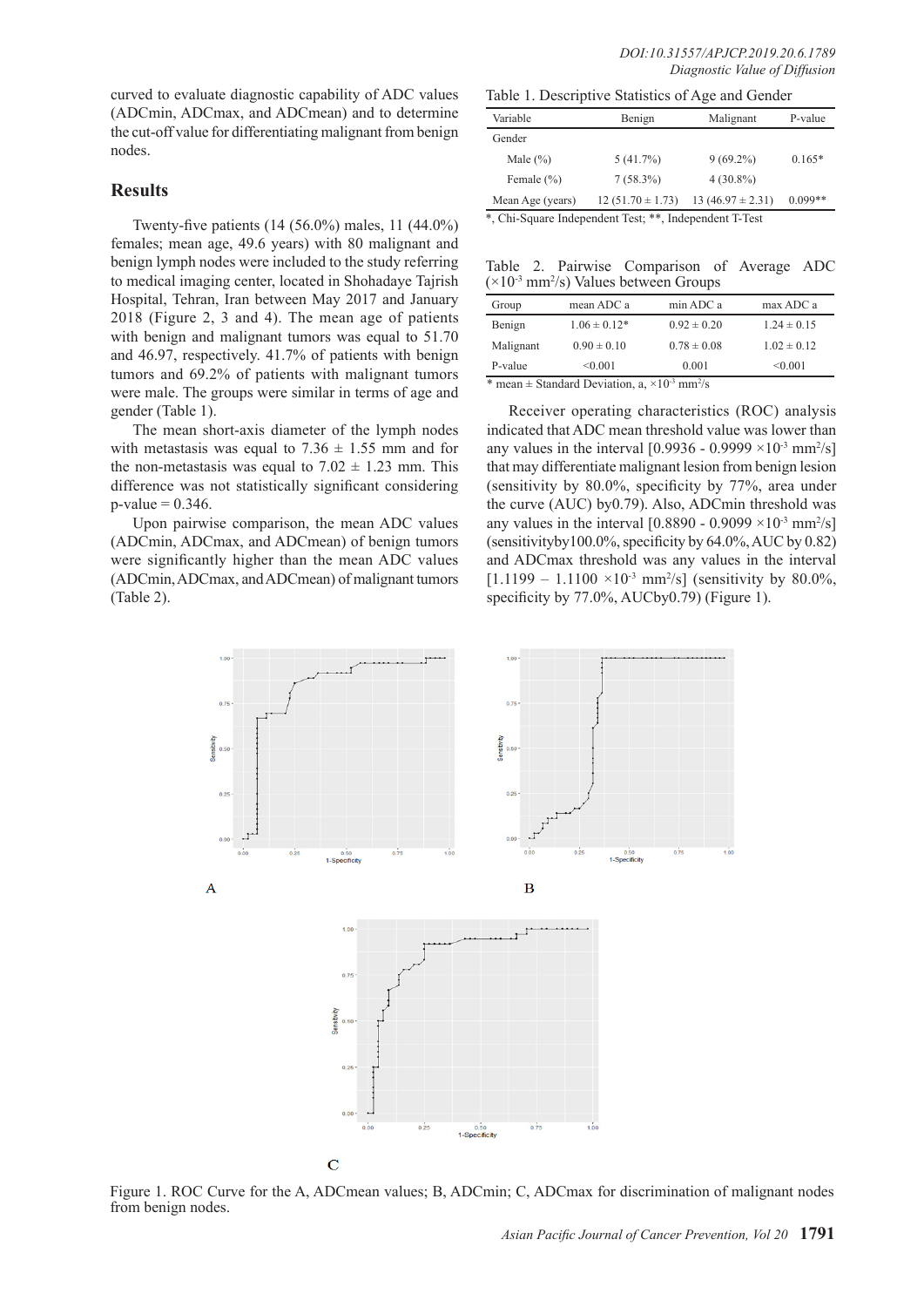curved to evaluate diagnostic capability of ADC values (ADCmin, ADCmax, and ADCmean) and to determine the cut-off value for differentiating malignant from benign nodes.

## Results

Twenty-five patients (14 (56.0%) males, 11 (44.0%) females; mean age, 49.6 years) with 80 malignant and benign lymph nodes were included to the study referring to medical imaging center, located in Shohadaye Tajrish Hospital, Tehran, Iran between May 2017 and January 2018 (Figure 2, 3 and 4). The mean age of patients with benign and malignant tumors was equal to 51.70 and 46.97, respectively. 41.7% of patients with benign tumors and 69.2% of patients with malignant tumors were male. The groups were similar in terms of age and gender (Table 1).

The mean short-axis diameter of the lymph nodes with metastasis was equal to 7.36 ± 1.55 mm and for the non-metastasis was equal to 7.02 ± 1.23 mm. This difference was not statistically significant considering p-value = 0.346.

Upon pairwise comparison, the mean ADC values (ADCmin, ADCmax, and ADCmean) of benign tumors were significantly higher than the mean ADC values (ADCmin, ADCmax, and ADCmean) of malignant tumors (Table 2).

Table 1. Descriptive Statistics of Age and Gender

| Variable | Benign | Malignant | P-value |
|---|---|---|---|
| Gender | | | |
| Male (%) | 5 (41.7%) | 9 (69.2%) | 0.165* |
| Female (%) | 7 (58.3%) | 4 (30.8%) | |
| Mean Age (years) | 12 (51.70 ± 1.73) | 13 (46.97 ± 2.31) | 0.099** |

*, Chi-Square Independent Test; **, Independent T-Test

Table 2. Pairwise Comparison of Average ADC ($\times 10^{-3}$ mm$^2$/s) Values between Groups

| Group | mean ADC a | min ADC a | max ADC a |
|---|---|---|---|
| Benign | 1.06 ± 0.12* | 0.92 ± 0.20 | 1.24 ± 0.15 |
| Malignant | 0.90 ± 0.10 | 0.78 ± 0.08 | 1.02 ± 0.12 |
| P-value | <0.001 | 0.001 | <0.001 |

* mean ± Standard Deviation, a, $\times 10^{-3}$ mm$^2$/s

Receiver operating characteristics (ROC) analysis indicated that ADC mean threshold value was lower than any values in the interval [0.9936 - 0.9999 $\times 10^{-3}$ mm$^2$/s] that may differentiate malignant lesion from benign lesion (sensitivity by 80.0%, specificity by 77%, area under the curve (AUC) by0.79). Also, ADCmin threshold was any values in the interval [0.8890 - 0.9099 $\times 10^{-3}$ mm$^2$/s] (sensitivityby100.0%, specificity by 64.0%, AUC by 0.82) and ADCmax threshold was any values in the interval [1.1199 – 1.1100 $\times 10^{-3}$ mm$^2$/s] (sensitivity by 80.0%, specificity by 77.0%, AUCby0.79) (Figure 1).

Figure 1. ROC Curve for the A, ADCmean values; B, ADCmin; C, ADCmax for discrimination of malignant nodes from benign nodes.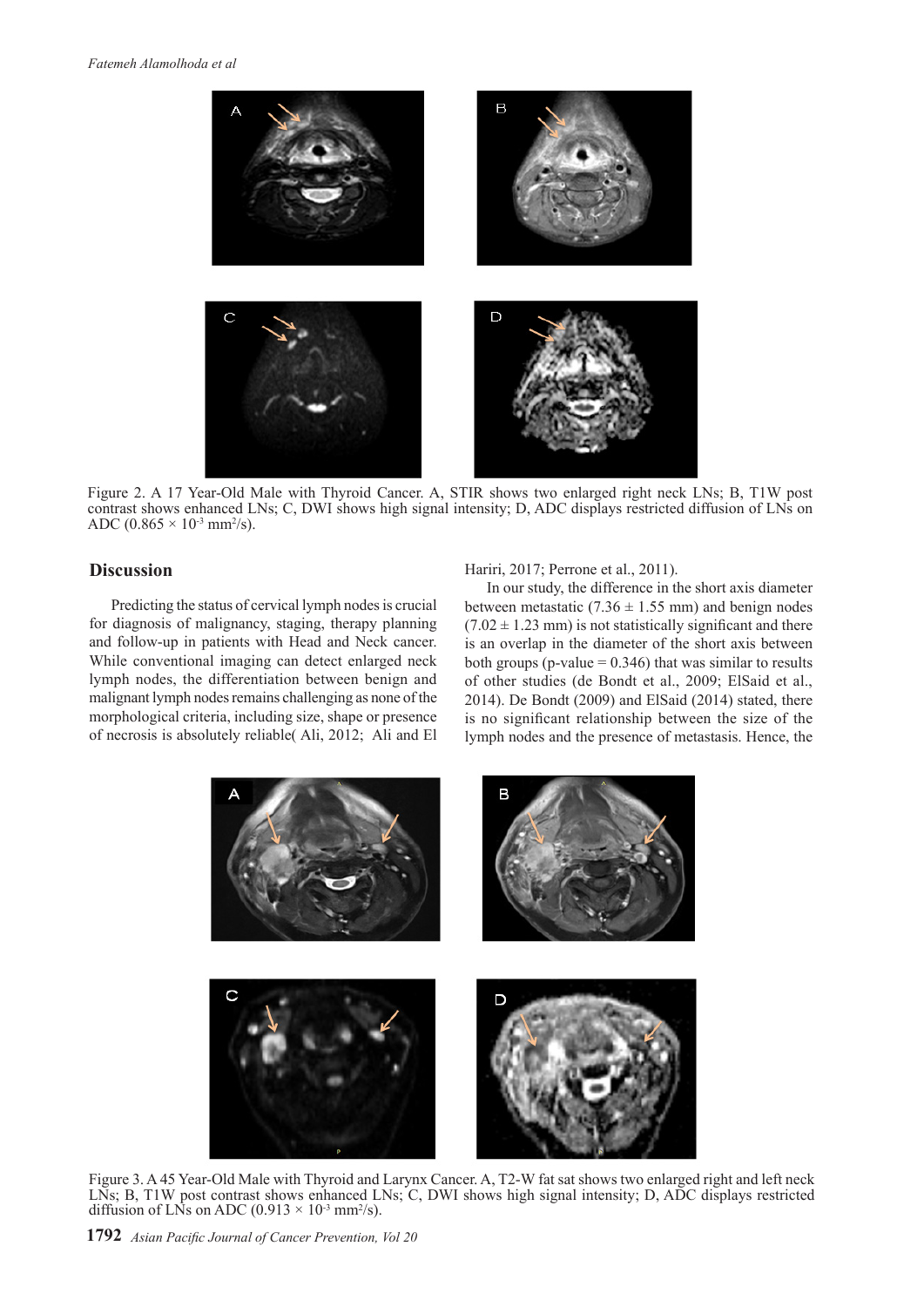Figure 2. A 17 Year-Old Male with Thyroid Cancer. A, STIR shows two enlarged right neck LNs; B, T1W post contrast shows enhanced LNs; C, DWI shows high signal intensity; D, ADC displays restricted diffusion of LNs on ADC ($0.865 \times 10^{-3}$ $mm^2/s$).

## Discussion

Predicting the status of cervical lymph nodes is crucial for diagnosis of malignancy, staging, therapy planning and follow-up in patients with Head and Neck cancer. While conventional imaging can detect enlarged neck lymph nodes, the differentiation between benign and malignant lymph nodes remains challenging as none of the morphological criteria, including size, shape or presence of necrosis is absolutely reliable( Ali, 2012; Ali and El Hariri, 2017; Perrone et al., 2011).

In our study, the difference in the short axis diameter between metastatic (7.36 ± 1.55 mm) and benign nodes (7.02 ± 1.23 mm) is not statistically significant and there is an overlap in the diameter of the short axis between both groups (p-value = 0.346) that was similar to results of other studies (de Bondt et al., 2009; ElSaid et al., 2014). De Bondt (2009) and ElSaid (2014) stated, there is no significant relationship between the size of the lymph nodes and the presence of metastasis. Hence, the

Figure 3. A 45 Year-Old Male with Thyroid and Larynx Cancer. A, T2-W fat sat shows two enlarged right and left neck LNs; B, T1W post contrast shows enhanced LNs; C, DWI shows high signal intensity; D, ADC displays restricted diffusion of LNs on ADC ($0.913 \times 10^{-3}$ $mm^2/s$).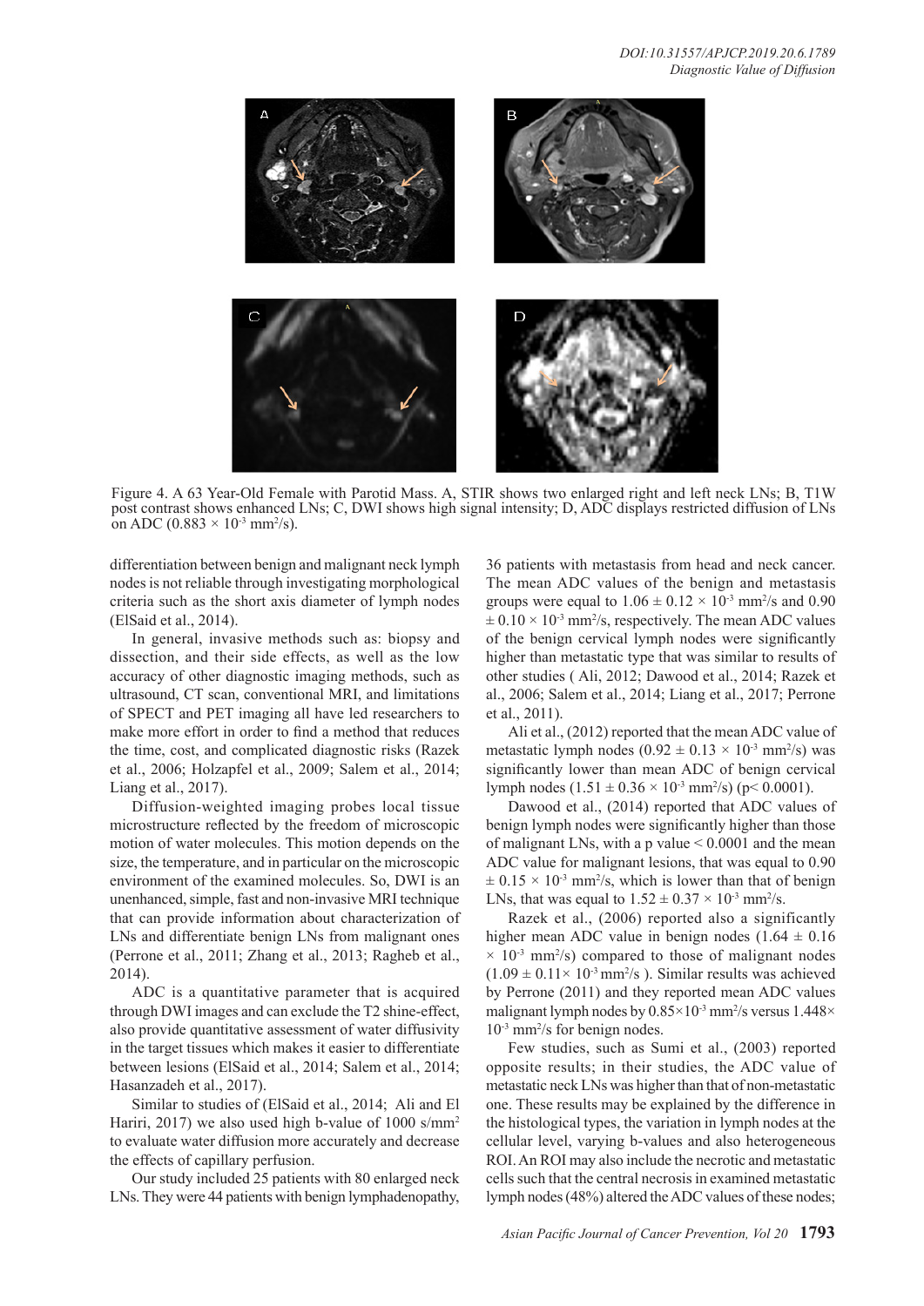Figure 4. A 63 Year-Old Female with Parotid Mass. A, STIR shows two enlarged right and left neck LNs; B, T1W post contrast shows enhanced LNs; C, DWI shows high signal intensity; D, ADC displays restricted diffusion of LNs on ADC ($0.883 \times 10^{-3}$ mm$^2$/s).

differentiation between benign and malignant neck lymph nodes is not reliable through investigating morphological criteria such as the short axis diameter of lymph nodes (ElSaid et al., 2014).

In general, invasive methods such as: biopsy and dissection, and their side effects, as well as the low accuracy of other diagnostic imaging methods, such as ultrasound, CT scan, conventional MRI, and limitations of SPECT and PET imaging all have led researchers to make more effort in order to find a method that reduces the time, cost, and complicated diagnostic risks (Razek et al., 2006; Holzapfel et al., 2009; Salem et al., 2014; Liang et al., 2017).

Diffusion-weighted imaging probes local tissue microstructure reflected by the freedom of microscopic motion of water molecules. This motion depends on the size, the temperature, and in particular on the microscopic environment of the examined molecules. So, DWI is an unenhanced, simple, fast and non-invasive MRI technique that can provide information about characterization of LNs and differentiate benign LNs from malignant ones (Perrone et al., 2011; Zhang et al., 2013; Ragheb et al., 2014).

ADC is a quantitative parameter that is acquired through DWI images and can exclude the T2 shine-effect, also provide quantitative assessment of water diffusivity in the target tissues which makes it easier to differentiate between lesions (ElSaid et al., 2014; Salem et al., 2014; Hasanzadeh et al., 2017).

Similar to studies of (ElSaid et al., 2014; Ali and El Hariri, 2017) we also used high b-value of 1000 s/mm$^2$ to evaluate water diffusion more accurately and decrease the effects of capillary perfusion.

Our study included 25 patients with 80 enlarged neck LNs. They were 44 patients with benign lymphadenopathy, 36 patients with metastasis from head and neck cancer. The mean ADC values of the benign and metastasis groups were equal to $1.06 \pm 0.12 \times 10^{-3}$ mm$^2$/s and $0.90 \pm 0.10 \times 10^{-3}$ mm$^2$/s, respectively. The mean ADC values of the benign cervical lymph nodes were significantly higher than metastatic type that was similar to results of other studies ( Ali, 2012; Dawood et al., 2014; Razek et al., 2006; Salem et al., 2014; Liang et al., 2017; Perrone et al., 2011).

Ali et al., (2012) reported that the mean ADC value of metastatic lymph nodes ($0.92 \pm 0.13 \times 10^{-3}$ mm$^2$/s) was significantly lower than mean ADC of benign cervical lymph nodes ($1.51 \pm 0.36 \times 10^{-3}$ mm$^2$/s) ($p< 0.0001$).

Dawood et al., (2014) reported that ADC values of benign lymph nodes were significantly higher than those of malignant LNs, with a p value $< 0.0001$ and the mean ADC value for malignant lesions, that was equal to $0.90 \pm 0.15 \times 10^{-3}$ mm$^2$/s, which is lower than that of benign LNs, that was equal to $1.52 \pm 0.37 \times 10^{-3}$ mm$^2$/s.

Razek et al., (2006) reported also a significantly higher mean ADC value in benign nodes ($1.64 \pm 0.16 \times 10^{-3}$ mm$^2$/s) compared to those of malignant nodes ($1.09 \pm 0.11 \times 10^{-3}$ mm$^2$/s ). Similar results was achieved by Perrone (2011) and they reported mean ADC values malignant lymph nodes by $0.85 \times 10^{-3}$ mm$^2$/s versus $1.448 \times 10^{-3}$ mm$^2$/s for benign nodes.

Few studies, such as Sumi et al., (2003) reported opposite results; in their studies, the ADC value of metastatic neck LNs was higher than that of non-metastatic one. These results may be explained by the difference in the histological types, the variation in lymph nodes at the cellular level, varying b-values and also heterogeneous ROI. An ROI may also include the necrotic and metastatic cells such that the central necrosis in examined metastatic lymph nodes (48%) altered the ADC values of these nodes;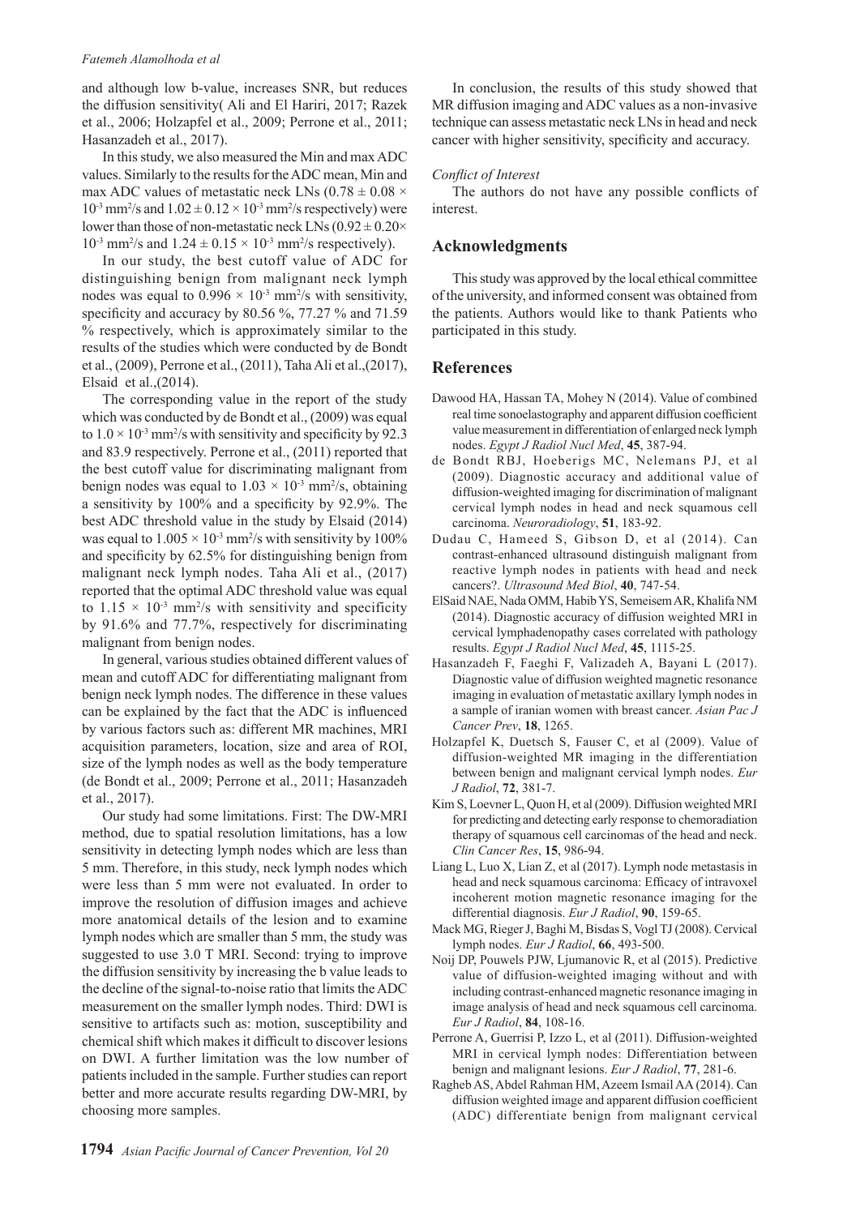and although low b-value, increases SNR, but reduces the diffusion sensitivity( Ali and El Hariri, 2017; Razek et al., 2006; Holzapfel et al., 2009; Perrone et al., 2011; Hasanzadeh et al., 2017).

In this study, we also measured the Min and max ADC values. Similarly to the results for the ADC mean, Min and max ADC values of metastatic neck LNs ($0.78 \pm 0.08 \times 10^{-3}$ mm²/s and $1.02 \pm 0.12 \times 10^{-3}$ mm²/s respectively) were lower than those of non-metastatic neck LNs ($0.92 \pm 0.20 \times 10^{-3}$ mm²/s and $1.24 \pm 0.15 \times 10^{-3}$ mm²/s respectively).

In our study, the best cutoff value of ADC for distinguishing benign from malignant neck lymph nodes was equal to $0.996 \times 10^{-3}$ mm²/s with sensitivity, specificity and accuracy by 80.56 %, 77.27 % and 71.59 % respectively, which is approximately similar to the results of the studies which were conducted by de Bondt et al., (2009), Perrone et al., (2011), Taha Ali et al.,(2017), Elsaid et al.,(2014).

The corresponding value in the report of the study which was conducted by de Bondt et al., (2009) was equal to $1.0 \times 10^{-3}$ mm²/s with sensitivity and specificity by 92.3 and 83.9 respectively. Perrone et al., (2011) reported that the best cutoff value for discriminating malignant from benign nodes was equal to $1.03 \times 10^{-3}$ mm²/s, obtaining a sensitivity by 100% and a specificity by 92.9%. The best ADC threshold value in the study by Elsaid (2014) was equal to $1.005 \times 10^{-3}$ mm²/s with sensitivity by 100% and specificity by 62.5% for distinguishing benign from malignant neck lymph nodes. Taha Ali et al., (2017) reported that the optimal ADC threshold value was equal to $1.15 \times 10^{-3}$ mm²/s with sensitivity and specificity by 91.6% and 77.7%, respectively for discriminating malignant from benign nodes.

In general, various studies obtained different values of mean and cutoff ADC for differentiating malignant from benign neck lymph nodes. The difference in these values can be explained by the fact that the ADC is influenced by various factors such as: different MR machines, MRI acquisition parameters, location, size and area of ROI, size of the lymph nodes as well as the body temperature (de Bondt et al., 2009; Perrone et al., 2011; Hasanzadeh et al., 2017).

Our study had some limitations. First: The DW-MRI method, due to spatial resolution limitations, has a low sensitivity in detecting lymph nodes which are less than 5 mm. Therefore, in this study, neck lymph nodes which were less than 5 mm were not evaluated. In order to improve the resolution of diffusion images and achieve more anatomical details of the lesion and to examine lymph nodes which are smaller than 5 mm, the study was suggested to use 3.0 T MRI. Second: trying to improve the diffusion sensitivity by increasing the b value leads to the decline of the signal-to-noise ratio that limits the ADC measurement on the smaller lymph nodes. Third: DWI is sensitive to artifacts such as: motion, susceptibility and chemical shift which makes it difficult to discover lesions on DWI. A further limitation was the low number of patients included in the sample. Further studies can report better and more accurate results regarding DW-MRI, by choosing more samples.

In conclusion, the results of this study showed that MR diffusion imaging and ADC values as a non-invasive technique can assess metastatic neck LNs in head and neck cancer with higher sensitivity, specificity and accuracy.

*Conflict of Interest*

The authors do not have any possible conflicts of interest.

## Acknowledgments

This study was approved by the local ethical committee of the university, and informed consent was obtained from the patients. Authors would like to thank Patients who participated in this study.

## References

Dawood HA, Hassan TA, Mohey N (2014). Value of combined real time sonoelastography and apparent diffusion coefficient value measurement in differentiation of enlarged neck lymph nodes. *Egypt J Radiol Nucl Med*, **45**, 387-94.

de Bondt RBJ, Hoeberigs MC, Nelemans PJ, et al (2009). Diagnostic accuracy and additional value of diffusion-weighted imaging for discrimination of malignant cervical lymph nodes in head and neck squamous cell carcinoma. *Neuroradiology*, **51**, 183-92.

Dudau C, Hameed S, Gibson D, et al (2014). Can contrast-enhanced ultrasound distinguish malignant from reactive lymph nodes in patients with head and neck cancers?. *Ultrasound Med Biol*, **40**, 747-54.

ElSaid NAE, Nada OMM, Habib YS, Semeisem AR, Khalifa NM (2014). Diagnostic accuracy of diffusion weighted MRI in cervical lymphadenopathy cases correlated with pathology results. *Egypt J Radiol Nucl Med*, **45**, 1115-25.

Hasanzadeh F, Faeghi F, Valizadeh A, Bayani L (2017). Diagnostic value of diffusion weighted magnetic resonance imaging in evaluation of metastatic axillary lymph nodes in a sample of iranian women with breast cancer. *Asian Pac J Cancer Prev*, **18**, 1265.

Holzapfel K, Duetsch S, Fauser C, et al (2009). Value of diffusion-weighted MR imaging in the differentiation between benign and malignant cervical lymph nodes. *Eur J Radiol*, **72**, 381-7.

Kim S, Loevner L, Quon H, et al (2009). Diffusion weighted MRI for predicting and detecting early response to chemoradiation therapy of squamous cell carcinomas of the head and neck. *Clin Cancer Res*, **15**, 986-94.

Liang L, Luo X, Lian Z, et al (2017). Lymph node metastasis in head and neck squamous carcinoma: Efficacy of intravoxel incoherent motion magnetic resonance imaging for the differential diagnosis. *Eur J Radiol*, **90**, 159-65.

Mack MG, Rieger J, Baghi M, Bisdas S, Vogl TJ (2008). Cervical lymph nodes. *Eur J Radiol*, **66**, 493-500.

Noij DP, Pouwels PJW, Ljumanovic R, et al (2015). Predictive value of diffusion-weighted imaging without and with including contrast-enhanced magnetic resonance imaging in image analysis of head and neck squamous cell carcinoma. *Eur J Radiol*, **84**, 108-16.

Perrone A, Guerrisi P, Izzo L, et al (2011). Diffusion-weighted MRI in cervical lymph nodes: Differentiation between benign and malignant lesions. *Eur J Radiol*, **77**, 281-6.

Ragheb AS, Abdel Rahman HM, Azeem Ismail AA (2014). Can diffusion weighted image and apparent diffusion coefficient (ADC) differentiate benign from malignant cervical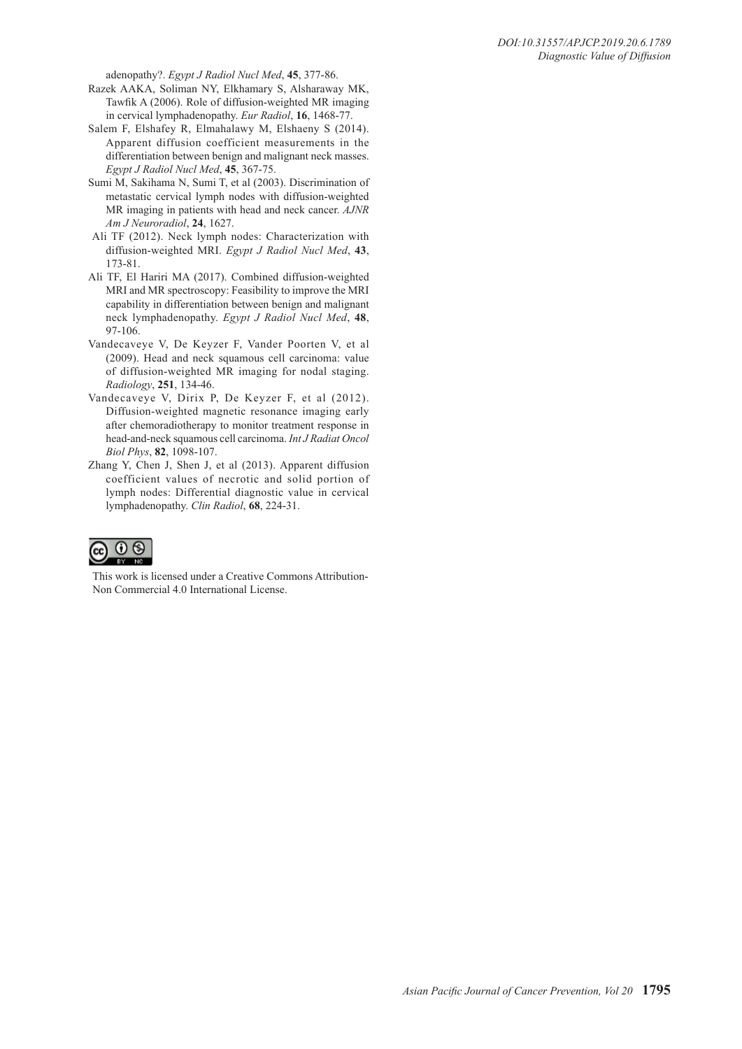adenopathy?. *Egypt J Radiol Nucl Med*, **45**, 377-86.

Razek AAKA, Soliman NY, Elkhamary S, Alsharaway MK, Tawfik A (2006). Role of diffusion-weighted MR imaging in cervical lymphadenopathy. *Eur Radiol*, **16**, 1468-77.

Salem F, Elshafey R, Elmahalawy M, Elshaeny S (2014). Apparent diffusion coefficient measurements in the differentiation between benign and malignant neck masses. *Egypt J Radiol Nucl Med*, **45**, 367-75.

Sumi M, Sakihama N, Sumi T, et al (2003). Discrimination of metastatic cervical lymph nodes with diffusion-weighted MR imaging in patients with head and neck cancer. *AJNR Am J Neuroradiol*, **24**, 1627.

Ali TF (2012). Neck lymph nodes: Characterization with diffusion-weighted MRI. *Egypt J Radiol Nucl Med*, **43**, 173-81.

Ali TF, El Hariri MA (2017). Combined diffusion-weighted MRI and MR spectroscopy: Feasibility to improve the MRI capability in differentiation between benign and malignant neck lymphadenopathy. *Egypt J Radiol Nucl Med*, **48**, 97-106.

Vandecaveye V, De Keyzer F, Vander Poorten V, et al (2009). Head and neck squamous cell carcinoma: value of diffusion-weighted MR imaging for nodal staging. *Radiology*, **251**, 134-46.

Vandecaveye V, Dirix P, De Keyzer F, et al (2012). Diffusion-weighted magnetic resonance imaging early after chemoradiotherapy to monitor treatment response in head-and-neck squamous cell carcinoma. *Int J Radiat Oncol Biol Phys*, **82**, 1098-107.

Zhang Y, Chen J, Shen J, et al (2013). Apparent diffusion coefficient values of necrotic and solid portion of lymph nodes: Differential diagnostic value in cervical lymphadenopathy. *Clin Radiol*, **68**, 224-31.

This work is licensed under a Creative Commons Attribution-Non Commercial 4.0 International License.